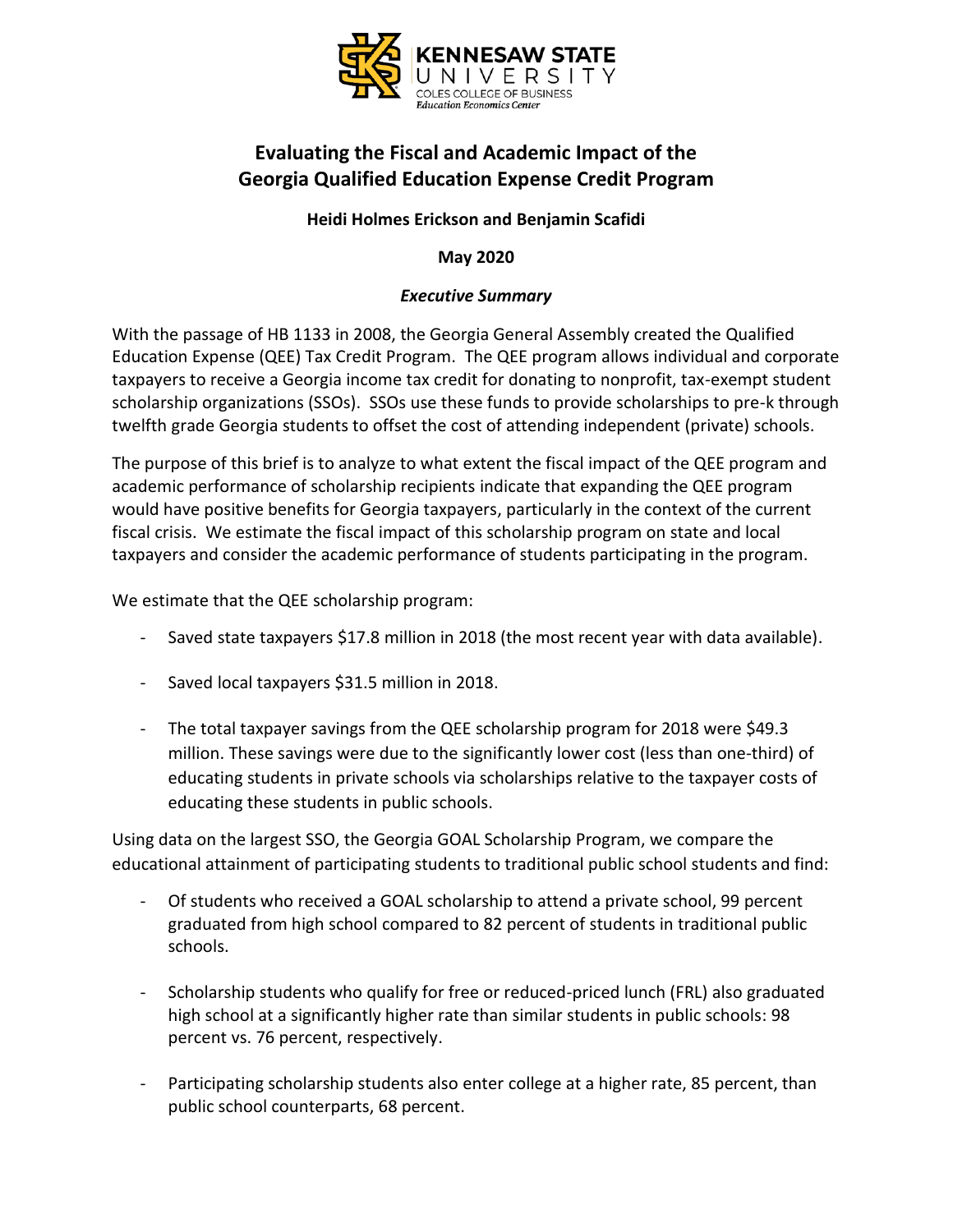KENNESAW STATE UNIVERSITY
COLES COLLEGE OF BUSINESS
*Education Economics Center*

# Evaluating the Fiscal and Academic Impact of the Georgia Qualified Education Expense Credit Program

**Heidi Holmes Erickson and Benjamin Scafidi**

**May 2020**

## *Executive Summary*

With the passage of HB 1133 in 2008, the Georgia General Assembly created the Qualified Education Expense (QEE) Tax Credit Program. The QEE program allows individual and corporate taxpayers to receive a Georgia income tax credit for donating to nonprofit, tax-exempt student scholarship organizations (SSOs). SSOs use these funds to provide scholarships to pre-k through twelfth grade Georgia students to offset the cost of attending independent (private) schools.

The purpose of this brief is to analyze to what extent the fiscal impact of the QEE program and academic performance of scholarship recipients indicate that expanding the QEE program would have positive benefits for Georgia taxpayers, particularly in the context of the current fiscal crisis. We estimate the fiscal impact of this scholarship program on state and local taxpayers and consider the academic performance of students participating in the program.

We estimate that the QEE scholarship program:

- Saved state taxpayers $17.8 million in 2018 (the most recent year with data available).
- Saved local taxpayers $31.5 million in 2018.
- The total taxpayer savings from the QEE scholarship program for 2018 were $49.3 million. These savings were due to the significantly lower cost (less than one-third) of educating students in private schools via scholarships relative to the taxpayer costs of educating these students in public schools.

Using data on the largest SSO, the Georgia GOAL Scholarship Program, we compare the educational attainment of participating students to traditional public school students and find:

- Of students who received a GOAL scholarship to attend a private school, 99 percent graduated from high school compared to 82 percent of students in traditional public schools.
- Scholarship students who qualify for free or reduced-priced lunch (FRL) also graduated high school at a significantly higher rate than similar students in public schools: 98 percent vs. 76 percent, respectively.
- Participating scholarship students also enter college at a higher rate, 85 percent, than public school counterparts, 68 percent.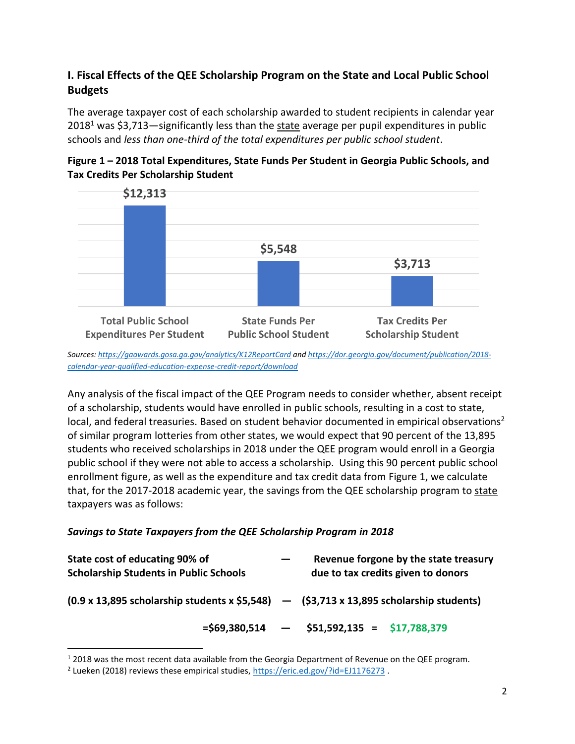## I. Fiscal Effects of the QEE Scholarship Program on the State and Local Public School Budgets

The average taxpayer cost of each scholarship awarded to student recipients in calendar year 2018[1] was $3,713—significantly less than the state average per pupil expenditures in public schools and *less than one-third of the total expenditures per public school student*.

**Figure 1 – 2018 Total Expenditures, State Funds Per Student in Georgia Public Schools, and Tax Credits Per Scholarship Student**

| Total Public School Expenditures Per Student | State Funds Per Public School Student | Tax Credits Per Scholarship Student |
|---|---|---|
| $12,313 | $5,548 | $3,713 |

*Sources: https://gaawards.gosa.ga.gov/analytics/K12ReportCard and https://dor.georgia.gov/document/publication/2018-calendar-year-qualified-education-expense-credit-report/download*

Any analysis of the fiscal impact of the QEE Program needs to consider whether, absent receipt of a scholarship, students would have enrolled in public schools, resulting in a cost to state, local, and federal treasuries. Based on student behavior documented in empirical observations[2] of similar program lotteries from other states, we would expect that 90 percent of the 13,895 students who received scholarships in 2018 under the QEE program would enroll in a Georgia public school if they were not able to access a scholarship. Using this 90 percent public school enrollment figure, as well as the expenditure and tax credit data from Figure 1, we calculate that, for the 2017-2018 academic year, the savings from the QEE scholarship program to state taxpayers was as follows:

***Savings to State Taxpayers from the QEE Scholarship Program in 2018***

**State cost of educating 90% of Scholarship Students in Public Schools — Revenue forgone by the state treasury due to tax credits given to donors**

**(0.9 x 13,895 scholarship students x $5,548) — ($3,713 x 13,895 scholarship students)**

**=$69,380,514 — $51,592,135 = $17,788,379**

[1] 2018 was the most recent data available from the Georgia Department of Revenue on the QEE program.

[2] Lueken (2018) reviews these empirical studies, https://eric.ed.gov/?id=EJ1176273 .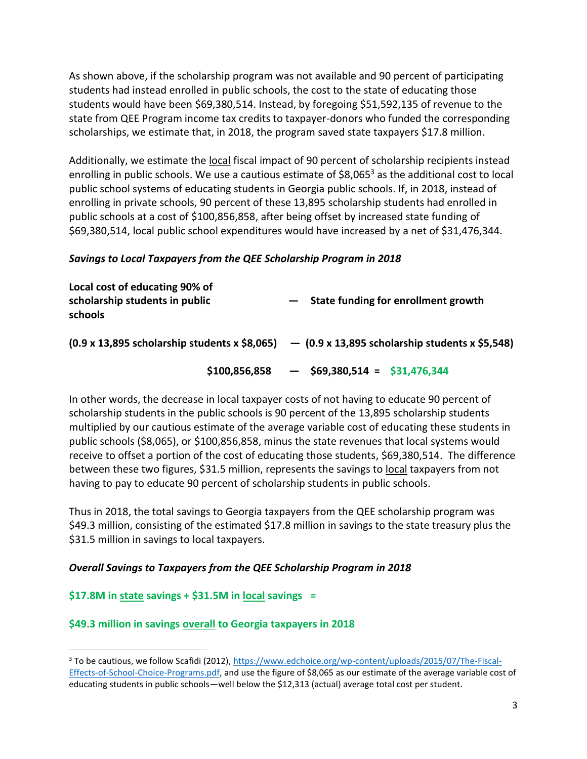As shown above, if the scholarship program was not available and 90 percent of participating students had instead enrolled in public schools, the cost to the state of educating those students would have been $69,380,514. Instead, by foregoing $51,592,135 of revenue to the state from QEE Program income tax credits to taxpayer-donors who funded the corresponding scholarships, we estimate that, in 2018, the program saved state taxpayers $17.8 million.

Additionally, we estimate the local fiscal impact of 90 percent of scholarship recipients instead enrolling in public schools. We use a cautious estimate of $8,065[3] as the additional cost to local public school systems of educating students in Georgia public schools. If, in 2018, instead of enrolling in private schools, 90 percent of these 13,895 scholarship students had enrolled in public schools at a cost of $100,856,858, after being offset by increased state funding of $69,380,514, local public school expenditures would have increased by a net of $31,476,344.

***Savings to Local Taxpayers from the QEE Scholarship Program in 2018***

| **Local cost of educating 90% of scholarship students in public schools** | **—** | **State funding for enrollment growth** | | |
|---|---|---|---|---|
| **(0.9 x 13,895 scholarship students x $8,065)** | **—** | **(0.9 x 13,895 scholarship students x $5,548)** | | |
| **$100,856,858** | **—** | **$69,380,514** | **=** | **$31,476,344** |

In other words, the decrease in local taxpayer costs of not having to educate 90 percent of scholarship students in the public schools is 90 percent of the 13,895 scholarship students multiplied by our cautious estimate of the average variable cost of educating these students in public schools ($8,065), or $100,856,858, minus the state revenues that local systems would receive to offset a portion of the cost of educating those students, $69,380,514. The difference between these two figures, $31.5 million, represents the savings to local taxpayers from not having to pay to educate 90 percent of scholarship students in public schools.

Thus in 2018, the total savings to Georgia taxpayers from the QEE scholarship program was $49.3 million, consisting of the estimated $17.8 million in savings to the state treasury plus the $31.5 million in savings to local taxpayers.

***Overall Savings to Taxpayers from the QEE Scholarship Program in 2018***

**$17.8M in state savings + $31.5M in local savings =**

**$49.3 million in savings overall to Georgia taxpayers in 2018**

---

[3] To be cautious, we follow Scafidi (2012), https://www.edchoice.org/wp-content/uploads/2015/07/The-Fiscal-Effects-of-School-Choice-Programs.pdf, and use the figure of $8,065 as our estimate of the average variable cost of educating students in public schools—well below the $12,313 (actual) average total cost per student.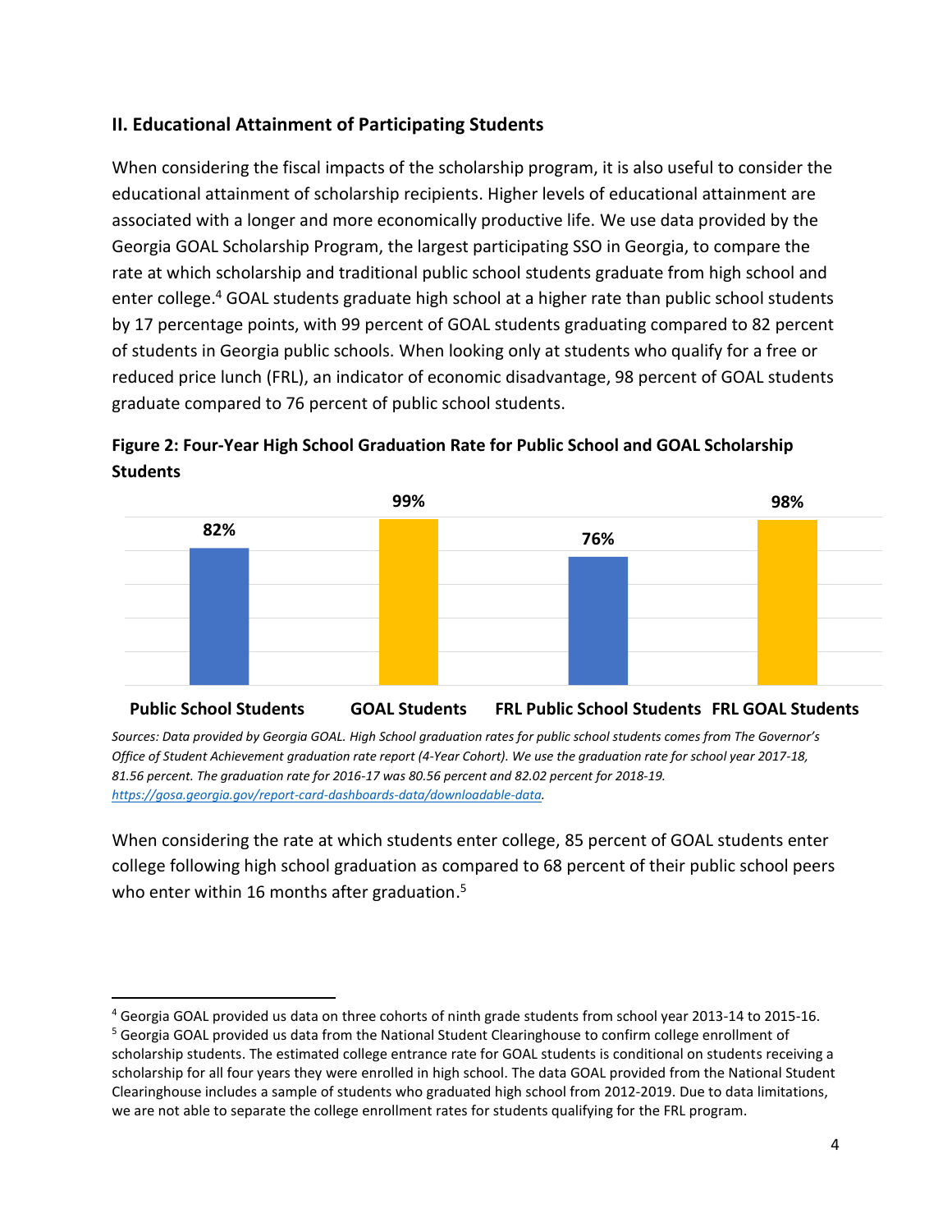## II. Educational Attainment of Participating Students

When considering the fiscal impacts of the scholarship program, it is also useful to consider the educational attainment of scholarship recipients. Higher levels of educational attainment are associated with a longer and more economically productive life. We use data provided by the Georgia GOAL Scholarship Program, the largest participating SSO in Georgia, to compare the rate at which scholarship and traditional public school students graduate from high school and enter college.[4] GOAL students graduate high school at a higher rate than public school students by 17 percentage points, with 99 percent of GOAL students graduating compared to 82 percent of students in Georgia public schools. When looking only at students who qualify for a free or reduced price lunch (FRL), an indicator of economic disadvantage, 98 percent of GOAL students graduate compared to 76 percent of public school students.

**Figure 2: Four-Year High School Graduation Rate for Public School and GOAL Scholarship Students**

| Public School Students | GOAL Students | FRL Public School Students | FRL GOAL Students |
|---|---|---|---|
| 82% | 99% | 76% | 98% |

*Sources: Data provided by Georgia GOAL. High School graduation rates for public school students comes from The Governor's Office of Student Achievement graduation rate report (4-Year Cohort). We use the graduation rate for school year 2017-18, 81.56 percent. The graduation rate for 2016-17 was 80.56 percent and 82.02 percent for 2018-19. https://gosa.georgia.gov/report-card-dashboards-data/downloadable-data.*

When considering the rate at which students enter college, 85 percent of GOAL students enter college following high school graduation as compared to 68 percent of their public school peers who enter within 16 months after graduation.[5]

---

[4] Georgia GOAL provided us data on three cohorts of ninth grade students from school year 2013-14 to 2015-16.

[5] Georgia GOAL provided us data from the National Student Clearinghouse to confirm college enrollment of scholarship students. The estimated college entrance rate for GOAL students is conditional on students receiving a scholarship for all four years they were enrolled in high school. The data GOAL provided from the National Student Clearinghouse includes a sample of students who graduated high school from 2012-2019. Due to data limitations, we are not able to separate the college enrollment rates for students qualifying for the FRL program.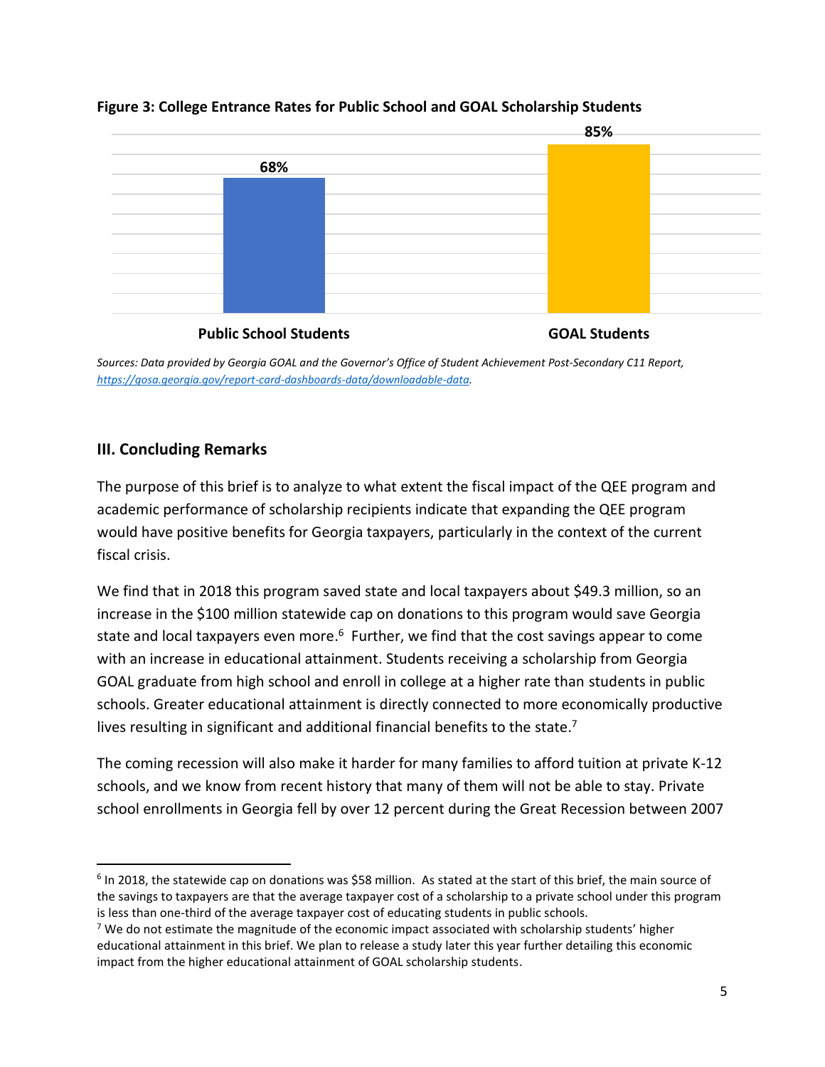**Figure 3: College Entrance Rates for Public School and GOAL Scholarship Students**

| | Public School Students | GOAL Students |
|---|---|---|
| College Entrance Rate | 68% | 85% |

*Sources: Data provided by Georgia GOAL and the Governor's Office of Student Achievement Post-Secondary C11 Report, https://gosa.georgia.gov/report-card-dashboards-data/downloadable-data.*

## III. Concluding Remarks

The purpose of this brief is to analyze to what extent the fiscal impact of the QEE program and academic performance of scholarship recipients indicate that expanding the QEE program would have positive benefits for Georgia taxpayers, particularly in the context of the current fiscal crisis.

We find that in 2018 this program saved state and local taxpayers about $49.3 million, so an increase in the $100 million statewide cap on donations to this program would save Georgia state and local taxpayers even more.[6] Further, we find that the cost savings appear to come with an increase in educational attainment. Students receiving a scholarship from Georgia GOAL graduate from high school and enroll in college at a higher rate than students in public schools. Greater educational attainment is directly connected to more economically productive lives resulting in significant and additional financial benefits to the state.[7]

The coming recession will also make it harder for many families to afford tuition at private K-12 schools, and we know from recent history that many of them will not be able to stay. Private school enrollments in Georgia fell by over 12 percent during the Great Recession between 2007

---

[6] In 2018, the statewide cap on donations was $58 million. As stated at the start of this brief, the main source of the savings to taxpayers are that the average taxpayer cost of a scholarship to a private school under this program is less than one-third of the average taxpayer cost of educating students in public schools.

[7] We do not estimate the magnitude of the economic impact associated with scholarship students' higher educational attainment in this brief. We plan to release a study later this year further detailing this economic impact from the higher educational attainment of GOAL scholarship students.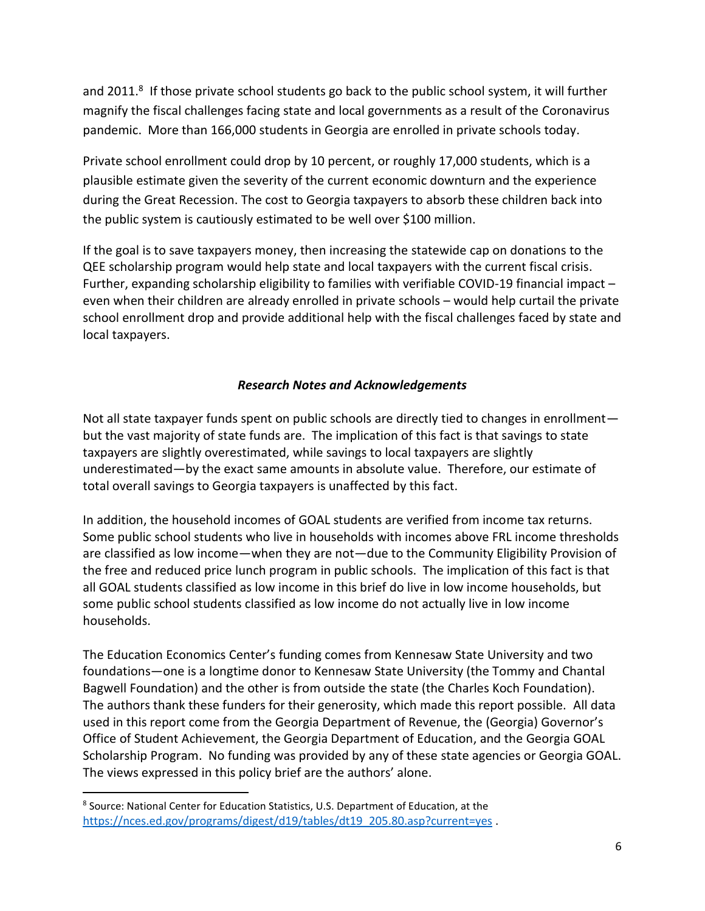and 2011.[8] If those private school students go back to the public school system, it will further magnify the fiscal challenges facing state and local governments as a result of the Coronavirus pandemic. More than 166,000 students in Georgia are enrolled in private schools today.

Private school enrollment could drop by 10 percent, or roughly 17,000 students, which is a plausible estimate given the severity of the current economic downturn and the experience during the Great Recession. The cost to Georgia taxpayers to absorb these children back into the public system is cautiously estimated to be well over $100 million.

If the goal is to save taxpayers money, then increasing the statewide cap on donations to the QEE scholarship program would help state and local taxpayers with the current fiscal crisis. Further, expanding scholarship eligibility to families with verifiable COVID-19 financial impact – even when their children are already enrolled in private schools – would help curtail the private school enrollment drop and provide additional help with the fiscal challenges faced by state and local taxpayers.

### ***Research Notes and Acknowledgements***

Not all state taxpayer funds spent on public schools are directly tied to changes in enrollment—but the vast majority of state funds are. The implication of this fact is that savings to state taxpayers are slightly overestimated, while savings to local taxpayers are slightly underestimated—by the exact same amounts in absolute value. Therefore, our estimate of total overall savings to Georgia taxpayers is unaffected by this fact.

In addition, the household incomes of GOAL students are verified from income tax returns. Some public school students who live in households with incomes above FRL income thresholds are classified as low income—when they are not—due to the Community Eligibility Provision of the free and reduced price lunch program in public schools. The implication of this fact is that all GOAL students classified as low income in this brief do live in low income households, but some public school students classified as low income do not actually live in low income households.

The Education Economics Center's funding comes from Kennesaw State University and two foundations—one is a longtime donor to Kennesaw State University (the Tommy and Chantal Bagwell Foundation) and the other is from outside the state (the Charles Koch Foundation). The authors thank these funders for their generosity, which made this report possible. All data used in this report come from the Georgia Department of Revenue, the (Georgia) Governor's Office of Student Achievement, the Georgia Department of Education, and the Georgia GOAL Scholarship Program. No funding was provided by any of these state agencies or Georgia GOAL. The views expressed in this policy brief are the authors' alone.

---

[8] Source: National Center for Education Statistics, U.S. Department of Education, at the https://nces.ed.gov/programs/digest/d19/tables/dt19_205.80.asp?current=yes .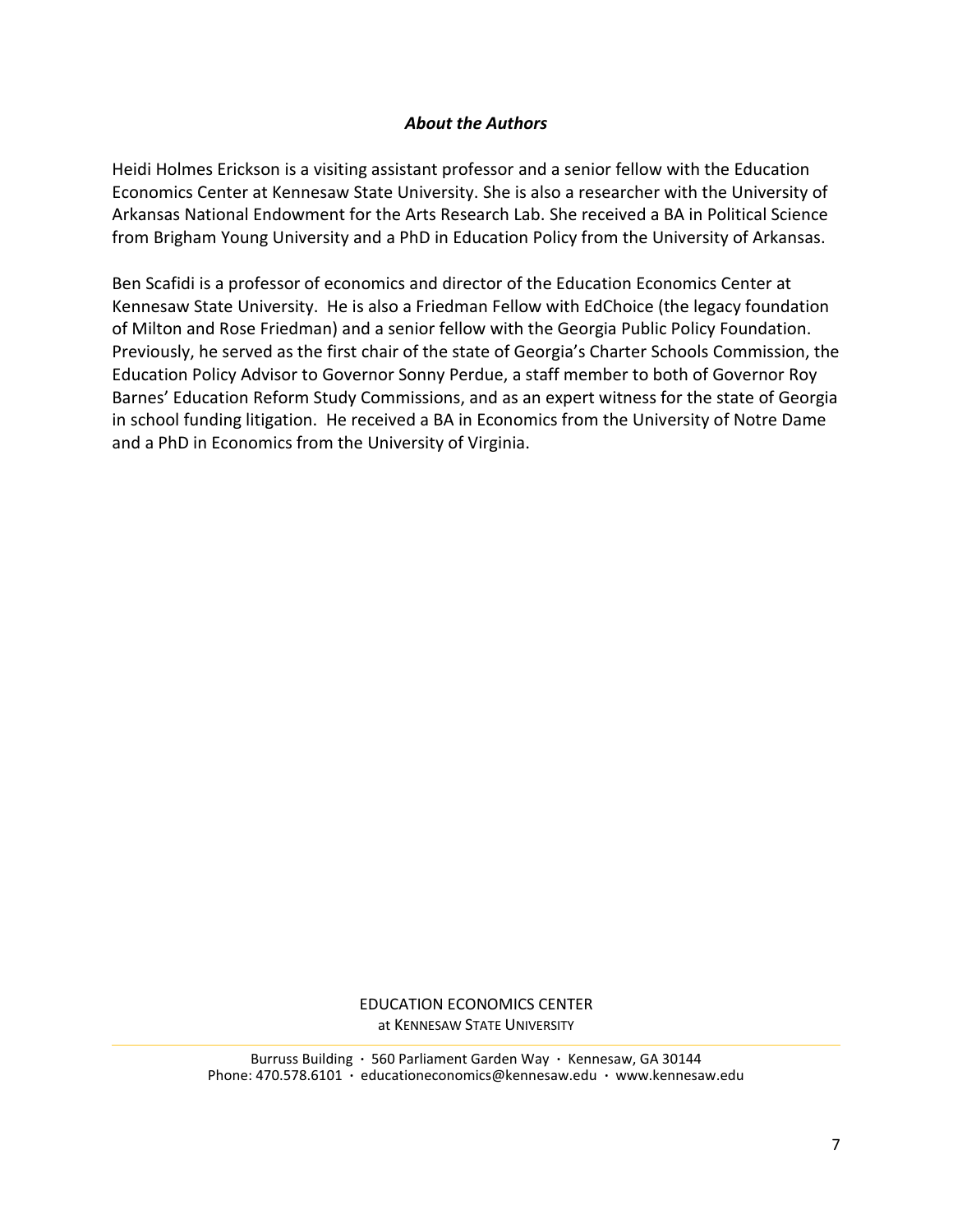### *About the Authors*

Heidi Holmes Erickson is a visiting assistant professor and a senior fellow with the Education Economics Center at Kennesaw State University. She is also a researcher with the University of Arkansas National Endowment for the Arts Research Lab. She received a BA in Political Science from Brigham Young University and a PhD in Education Policy from the University of Arkansas.

Ben Scafidi is a professor of economics and director of the Education Economics Center at Kennesaw State University. He is also a Friedman Fellow with EdChoice (the legacy foundation of Milton and Rose Friedman) and a senior fellow with the Georgia Public Policy Foundation. Previously, he served as the first chair of the state of Georgia's Charter Schools Commission, the Education Policy Advisor to Governor Sonny Perdue, a staff member to both of Governor Roy Barnes' Education Reform Study Commissions, and as an expert witness for the state of Georgia in school funding litigation. He received a BA in Economics from the University of Notre Dame and a PhD in Economics from the University of Virginia.

EDUCATION ECONOMICS CENTER
at KENNESAW STATE UNIVERSITY

Burruss Building · 560 Parliament Garden Way · Kennesaw, GA 30144
Phone: 470.578.6101 · educationeconomics@kennesaw.edu · www.kennesaw.edu